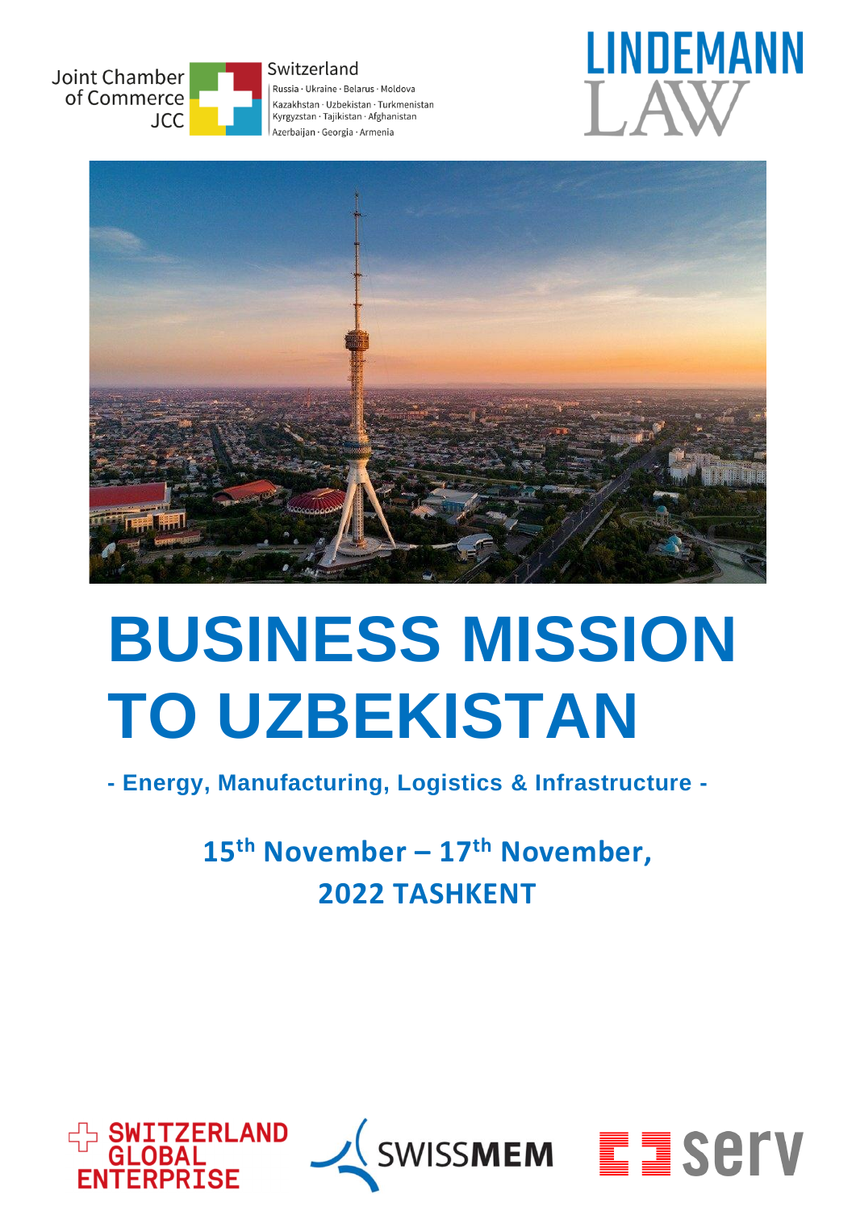Joint Chamber of Commerce JCC

Switzerland

Russia · Ukraine · Belarus · Moldova
Kazakhstan · Uzbekistan · Turkmenistan
Kyrgyzstan · Tajikistan · Afghanistan
Azerbaijan · Georgia · Armenia

LINDEMANN LAW

# BUSINESS MISSION TO UZBEKISTAN

**- Energy, Manufacturing, Logistics & Infrastructure -**

**15th November – 17th November, 2022 TASHKENT**

SWITZERLAND GLOBAL ENTERPRISE

SWISSMEM

serv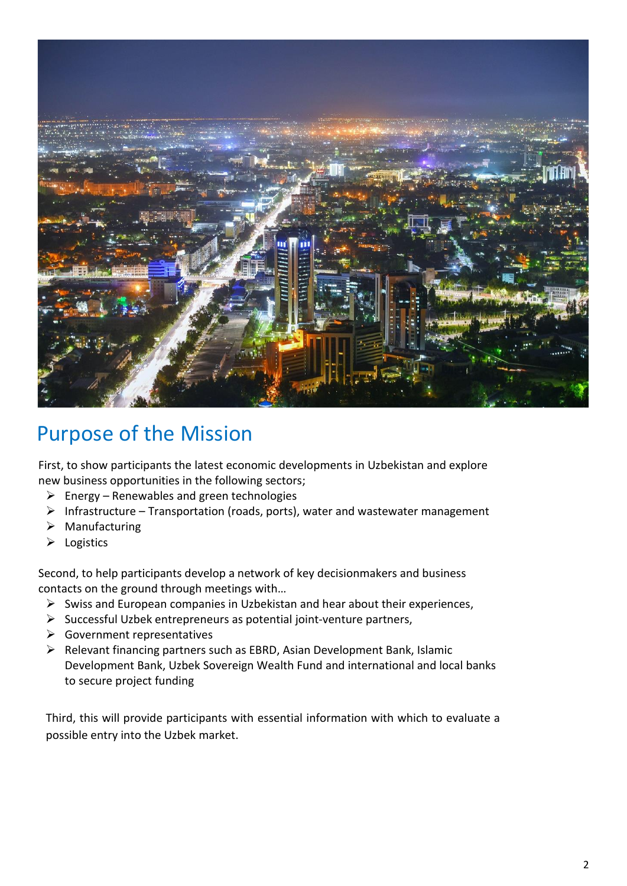## Purpose of the Mission

First, to show participants the latest economic developments in Uzbekistan and explore new business opportunities in the following sectors;

- Energy – Renewables and green technologies
- Infrastructure – Transportation (roads, ports), water and wastewater management
- Manufacturing
- Logistics

Second, to help participants develop a network of key decisionmakers and business contacts on the ground through meetings with…

- Swiss and European companies in Uzbekistan and hear about their experiences,
- Successful Uzbek entrepreneurs as potential joint-venture partners,
- Government representatives
- Relevant financing partners such as EBRD, Asian Development Bank, Islamic Development Bank, Uzbek Sovereign Wealth Fund and international and local banks to secure project funding

Third, this will provide participants with essential information with which to evaluate a possible entry into the Uzbek market.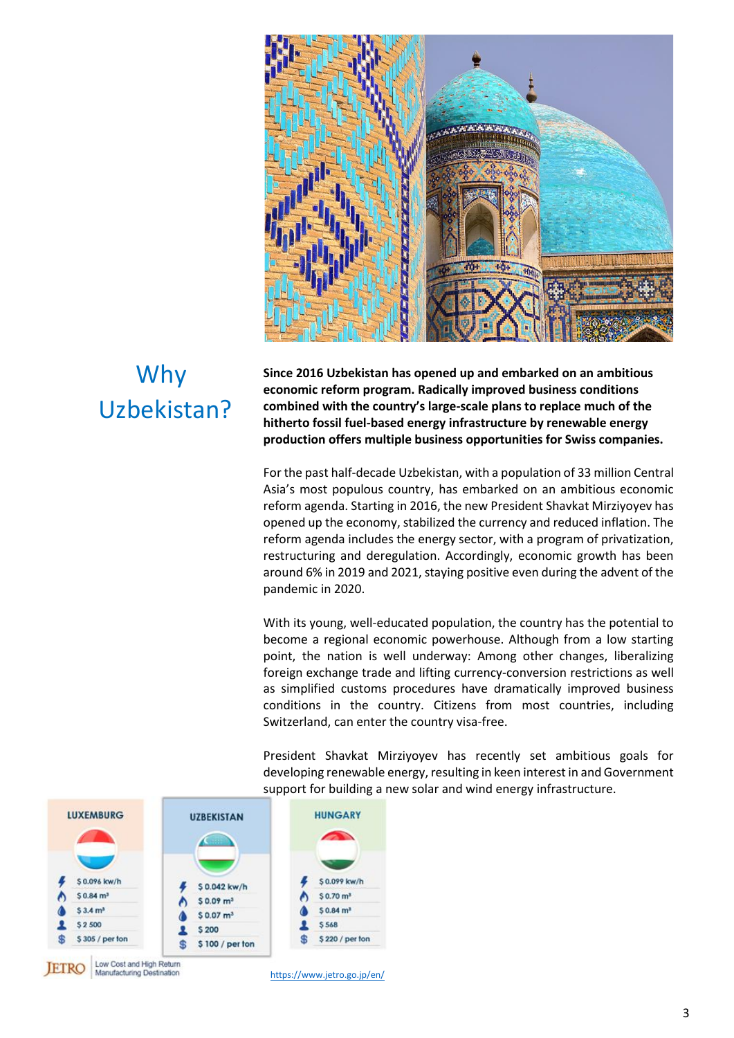# Why Uzbekistan?

**Since 2016 Uzbekistan has opened up and embarked on an ambitious economic reform program. Radically improved business conditions combined with the country's large-scale plans to replace much of the hitherto fossil fuel-based energy infrastructure by renewable energy production offers multiple business opportunities for Swiss companies.**

For the past half-decade Uzbekistan, with a population of 33 million Central Asia's most populous country, has embarked on an ambitious economic reform agenda. Starting in 2016, the new President Shavkat Mirziyoyev has opened up the economy, stabilized the currency and reduced inflation. The reform agenda includes the energy sector, with a program of privatization, restructuring and deregulation. Accordingly, economic growth has been around 6% in 2019 and 2021, staying positive even during the advent of the pandemic in 2020.

With its young, well-educated population, the country has the potential to become a regional economic powerhouse. Although from a low starting point, the nation is well underway: Among other changes, liberalizing foreign exchange trade and lifting currency-conversion restrictions as well as simplified customs procedures have dramatically improved business conditions in the country. Citizens from most countries, including Switzerland, can enter the country visa-free.

President Shavkat Mirziyoyev has recently set ambitious goals for developing renewable energy, resulting in keen interest in and Government support for building a new solar and wind energy infrastructure.

| LUXEMBURG | UZBEKISTAN | HUNGARY |
|---|---|---|
| $ 0.096 kw/h | $ 0.042 kw/h | $ 0.099 kw/h |
| $ 0.84 m³ | $ 0.09 m³ | $ 0.70 m³ |
| $ 3.4 m³ | $ 0.07 m³ | $ 0.84 m³ |
| $ 2 500 | $ 200 | $ 568 |
| $ 305 / per ton | $ 100 / per ton | $ 220 / per ton |

JETRO Low Cost and High Return Manufacturing Destination

https://www.jetro.go.jp/en/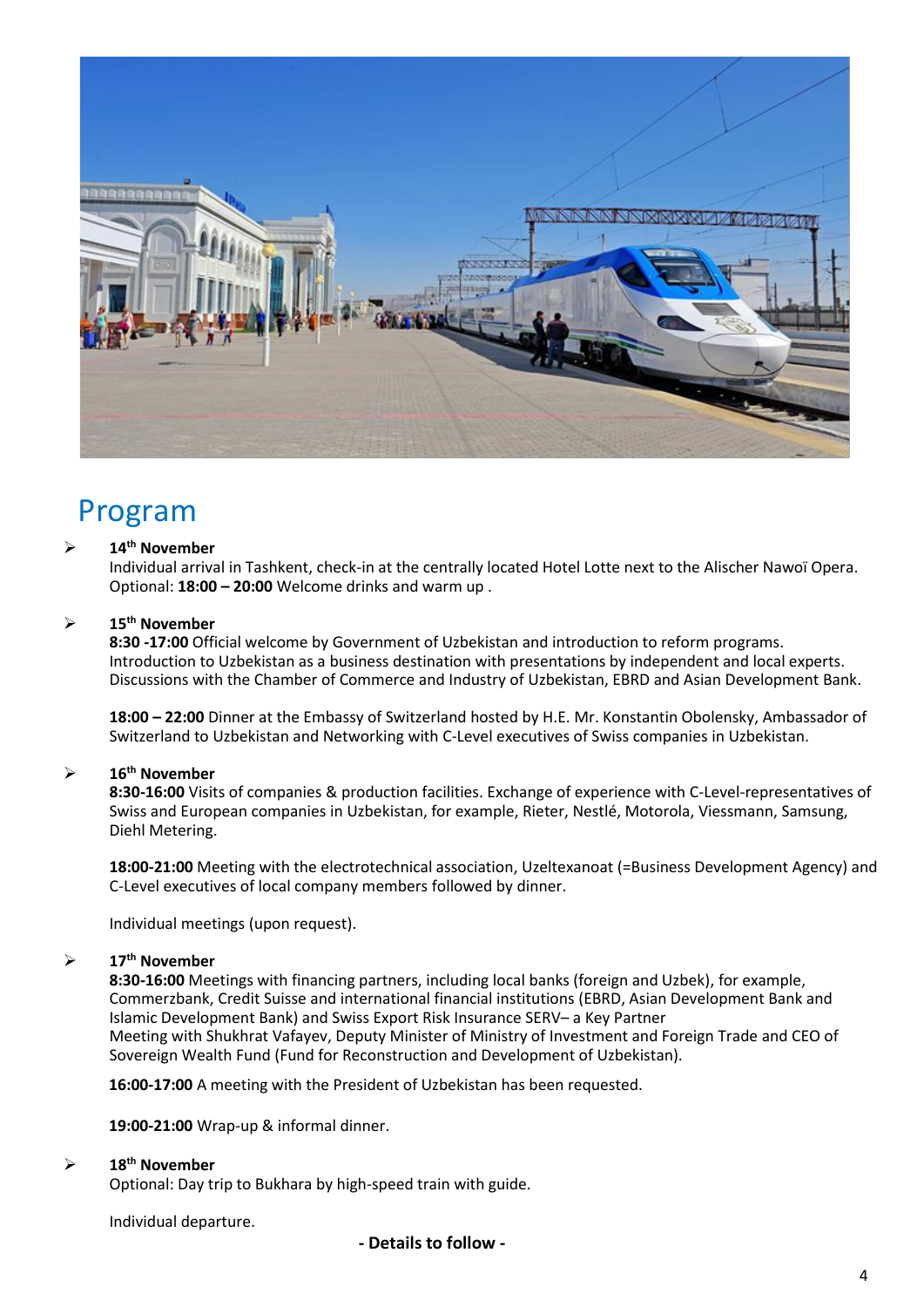# Program

- **14th November**
  Individual arrival in Tashkent, check-in at the centrally located Hotel Lotte next to the Alischer Nawoï Opera.
  Optional: **18:00 – 20:00** Welcome drinks and warm up .

- **15th November**
  **8:30 -17:00** Official welcome by Government of Uzbekistan and introduction to reform programs.
  Introduction to Uzbekistan as a business destination with presentations by independent and local experts.
  Discussions with the Chamber of Commerce and Industry of Uzbekistan, EBRD and Asian Development Bank.

  **18:00 – 22:00** Dinner at the Embassy of Switzerland hosted by H.E. Mr. Konstantin Obolensky, Ambassador of Switzerland to Uzbekistan and Networking with C-Level executives of Swiss companies in Uzbekistan.

- **16th November**
  **8:30-16:00** Visits of companies & production facilities. Exchange of experience with C-Level-representatives of Swiss and European companies in Uzbekistan, for example, Rieter, Nestlé, Motorola, Viessmann, Samsung, Diehl Metering.

  **18:00-21:00** Meeting with the electrotechnical association, Uzeltexanoat (=Business Development Agency) and C-Level executives of local company members followed by dinner.

  Individual meetings (upon request).

- **17th November**
  **8:30-16:00** Meetings with financing partners, including local banks (foreign and Uzbek), for example, Commerzbank, Credit Suisse and international financial institutions (EBRD, Asian Development Bank and Islamic Development Bank) and Swiss Export Risk Insurance SERV– a Key Partner
  Meeting with Shukhrat Vafayev, Deputy Minister of Ministry of Investment and Foreign Trade and CEO of Sovereign Wealth Fund (Fund for Reconstruction and Development of Uzbekistan).

  **16:00-17:00** A meeting with the President of Uzbekistan has been requested.

  **19:00-21:00** Wrap-up & informal dinner.

- **18th November**
  Optional: Day trip to Bukhara by high-speed train with guide.

  Individual departure.

**- Details to follow -**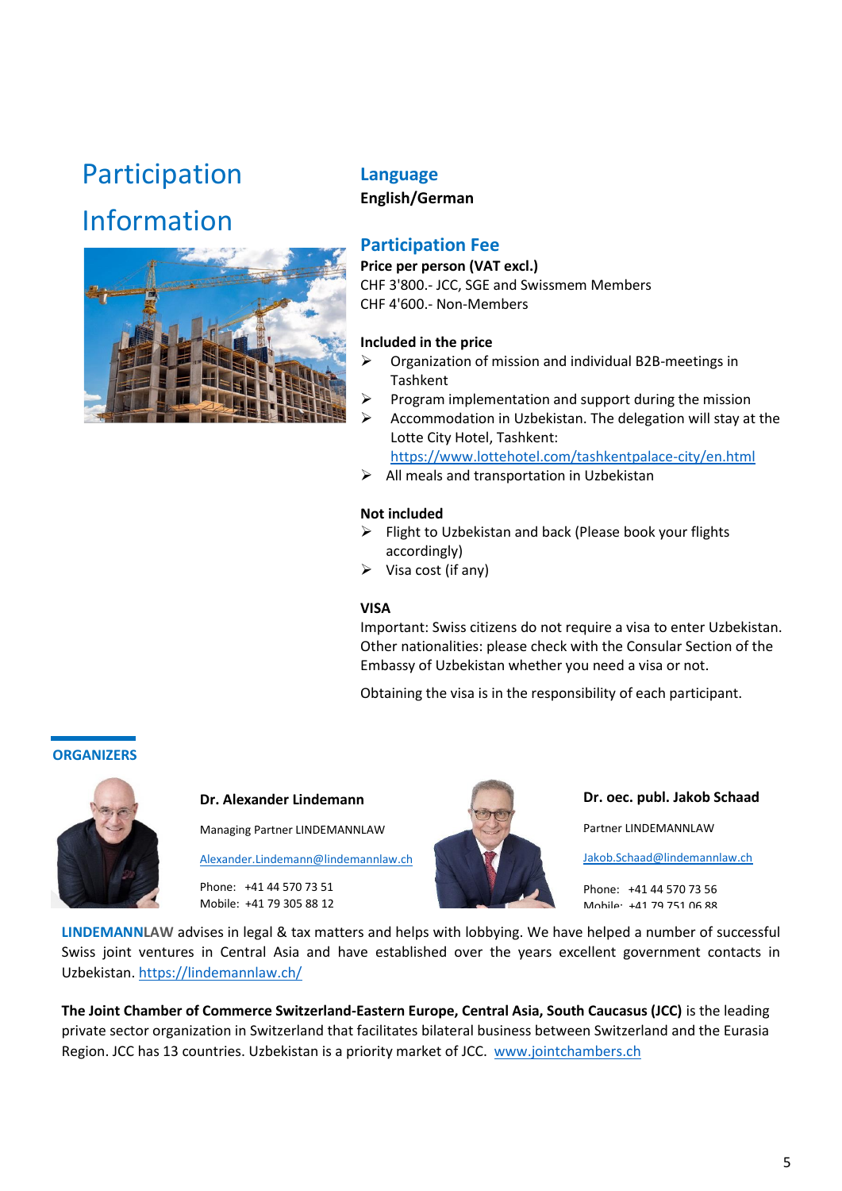# Participation Information

## Language

**English/German**

## Participation Fee

**Price per person (VAT excl.)**
CHF 3'800.- JCC, SGE and Swissmem Members
CHF 4'600.- Non-Members

**Included in the price**

- Organization of mission and individual B2B-meetings in Tashkent
- Program implementation and support during the mission
- Accommodation in Uzbekistan. The delegation will stay at the Lotte City Hotel, Tashkent: https://www.lottehotel.com/tashkentpalace-city/en.html
- All meals and transportation in Uzbekistan

**Not included**

- Flight to Uzbekistan and back (Please book your flights accordingly)
- Visa cost (if any)

**VISA**

Important: Swiss citizens do not require a visa to enter Uzbekistan. Other nationalities: please check with the Consular Section of the Embassy of Uzbekistan whether you need a visa or not.

Obtaining the visa is in the responsibility of each participant.

## ORGANIZERS

**Dr. Alexander Lindemann**

Managing Partner LINDEMANNLAW

Alexander.Lindemann@lindemannlaw.ch

Phone: +41 44 570 73 51
Mobile: +41 79 305 88 12

**Dr. oec. publ. Jakob Schaad**

Partner LINDEMANNLAW

Jakob.Schaad@lindemannlaw.ch

Phone: +41 44 570 73 56
Mobile: +41 79 751 06 88

**LINDEMANNLAW** advises in legal & tax matters and helps with lobbying. We have helped a number of successful Swiss joint ventures in Central Asia and have established over the years excellent government contacts in Uzbekistan. https://lindemannlaw.ch/

**The Joint Chamber of Commerce Switzerland-Eastern Europe, Central Asia, South Caucasus (JCC)** is the leading private sector organization in Switzerland that facilitates bilateral business between Switzerland and the Eurasia Region. JCC has 13 countries. Uzbekistan is a priority market of JCC. www.jointchambers.ch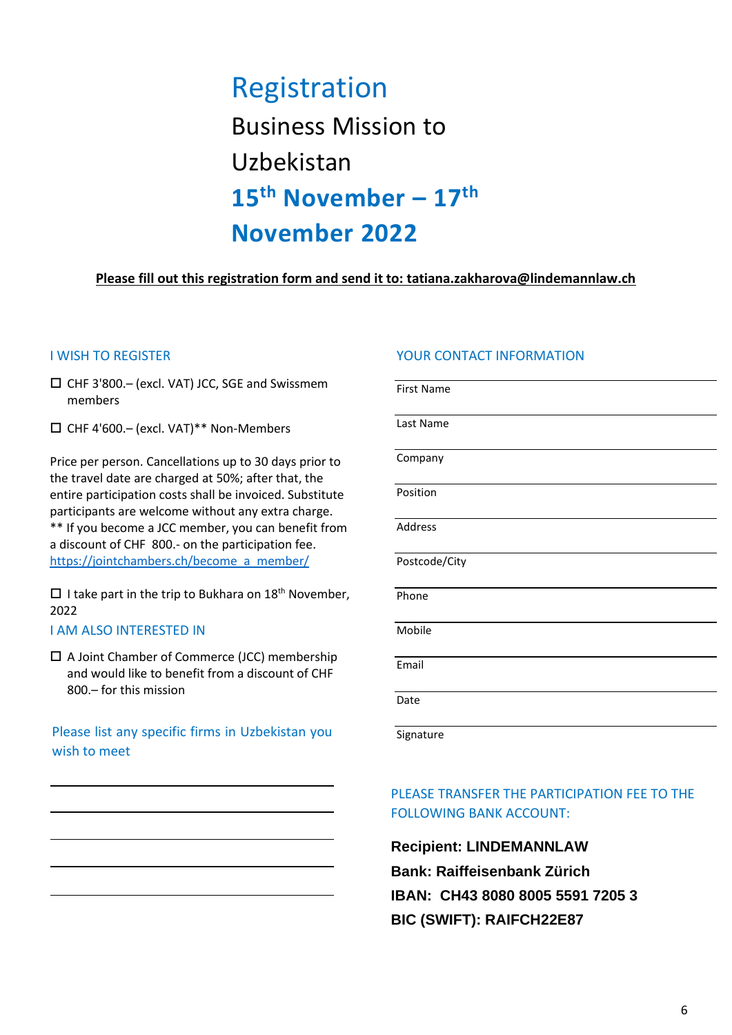# Registration

## Business Mission to Uzbekistan

## 15th November – 17th November 2022

**Please fill out this registration form and send it to: tatiana.zakharova@lindemannlaw.ch**

### I WISH TO REGISTER

- ☐ CHF 3'800.– (excl. VAT) JCC, SGE and Swissmem members
- ☐ CHF 4'600.– (excl. VAT)** Non-Members

Price per person. Cancellations up to 30 days prior to the travel date are charged at 50%; after that, the entire participation costs shall be invoiced. Substitute participants are welcome without any extra charge.
** If you become a JCC member, you can benefit from a discount of CHF 800.- on the participation fee.
https://jointchambers.ch/become_a_member/

- ☐ I take part in the trip to Bukhara on 18th November, 2022

### I AM ALSO INTERESTED IN

- ☐ A Joint Chamber of Commerce (JCC) membership and would like to benefit from a discount of CHF 800.– for this mission

Please list any specific firms in Uzbekistan you wish to meet

\_\_\_\_\_\_\_\_\_\_\_\_\_\_\_\_\_\_\_\_\_\_\_\_\_\_\_\_\_\_

\_\_\_\_\_\_\_\_\_\_\_\_\_\_\_\_\_\_\_\_\_\_\_\_\_\_\_\_\_\_

\_\_\_\_\_\_\_\_\_\_\_\_\_\_\_\_\_\_\_\_\_\_\_\_\_\_\_\_\_\_

\_\_\_\_\_\_\_\_\_\_\_\_\_\_\_\_\_\_\_\_\_\_\_\_\_\_\_\_\_\_

\_\_\_\_\_\_\_\_\_\_\_\_\_\_\_\_\_\_\_\_\_\_\_\_\_\_\_\_\_\_

### YOUR CONTACT INFORMATION

First Name

Last Name

Company

Position

Address

Postcode/City

Phone

Mobile

Email

Date

Signature

### PLEASE TRANSFER THE PARTICIPATION FEE TO THE FOLLOWING BANK ACCOUNT:

**Recipient: LINDEMANNLAW**
**Bank: Raiffeisenbank Zürich**
**IBAN: CH43 8080 8005 5591 7205 3**
**BIC (SWIFT): RAIFCH22E87**